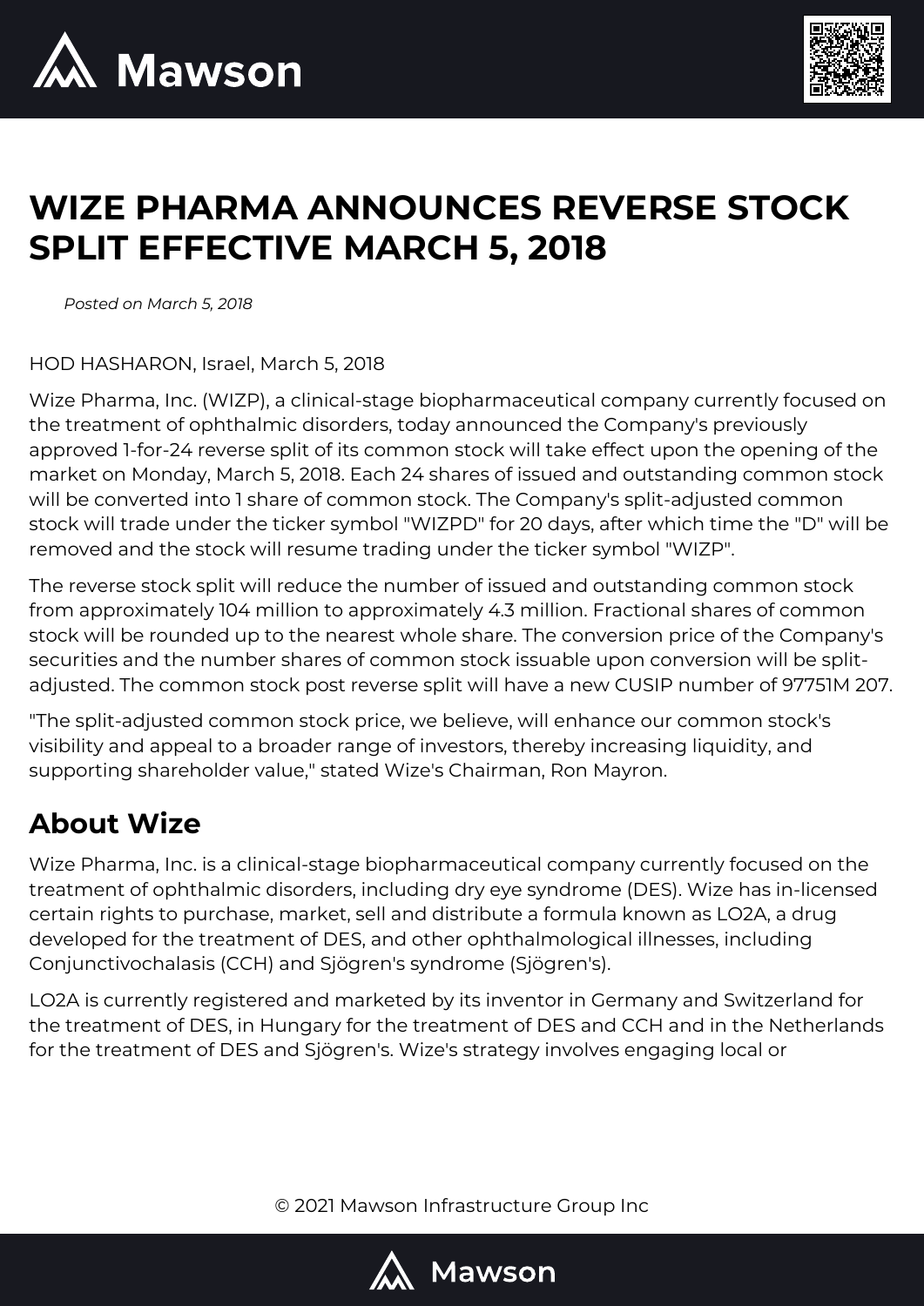# WIZE PHARMA ANNOUNCES REVERSE STOCK SPLIT EFFECTIVE MARCH 5, 2018

*Posted on March 5, 2018*

HOD HASHARON, Israel, March 5, 2018

Wize Pharma, Inc. (WIZP), a clinical-stage biopharmaceutical company currently focused on the treatment of ophthalmic disorders, today announced the Company's previously approved 1-for-24 reverse split of its common stock will take effect upon the opening of the market on Monday, March 5, 2018. Each 24 shares of issued and outstanding common stock will be converted into 1 share of common stock. The Company's split-adjusted common stock will trade under the ticker symbol "WIZPD" for 20 days, after which time the "D" will be removed and the stock will resume trading under the ticker symbol "WIZP".

The reverse stock split will reduce the number of issued and outstanding common stock from approximately 104 million to approximately 4.3 million. Fractional shares of common stock will be rounded up to the nearest whole share. The conversion price of the Company's securities and the number shares of common stock issuable upon conversion will be split-adjusted. The common stock post reverse split will have a new CUSIP number of 97751M 207.

"The split-adjusted common stock price, we believe, will enhance our common stock's visibility and appeal to a broader range of investors, thereby increasing liquidity, and supporting shareholder value," stated Wize's Chairman, Ron Mayron.

## About Wize

Wize Pharma, Inc. is a clinical-stage biopharmaceutical company currently focused on the treatment of ophthalmic disorders, including dry eye syndrome (DES). Wize has in-licensed certain rights to purchase, market, sell and distribute a formula known as LO2A, a drug developed for the treatment of DES, and other ophthalmological illnesses, including Conjunctivochalasis (CCH) and Sjögren's syndrome (Sjögren's).

LO2A is currently registered and marketed by its inventor in Germany and Switzerland for the treatment of DES, in Hungary for the treatment of DES and CCH and in the Netherlands for the treatment of DES and Sjögren's. Wize's strategy involves engaging local or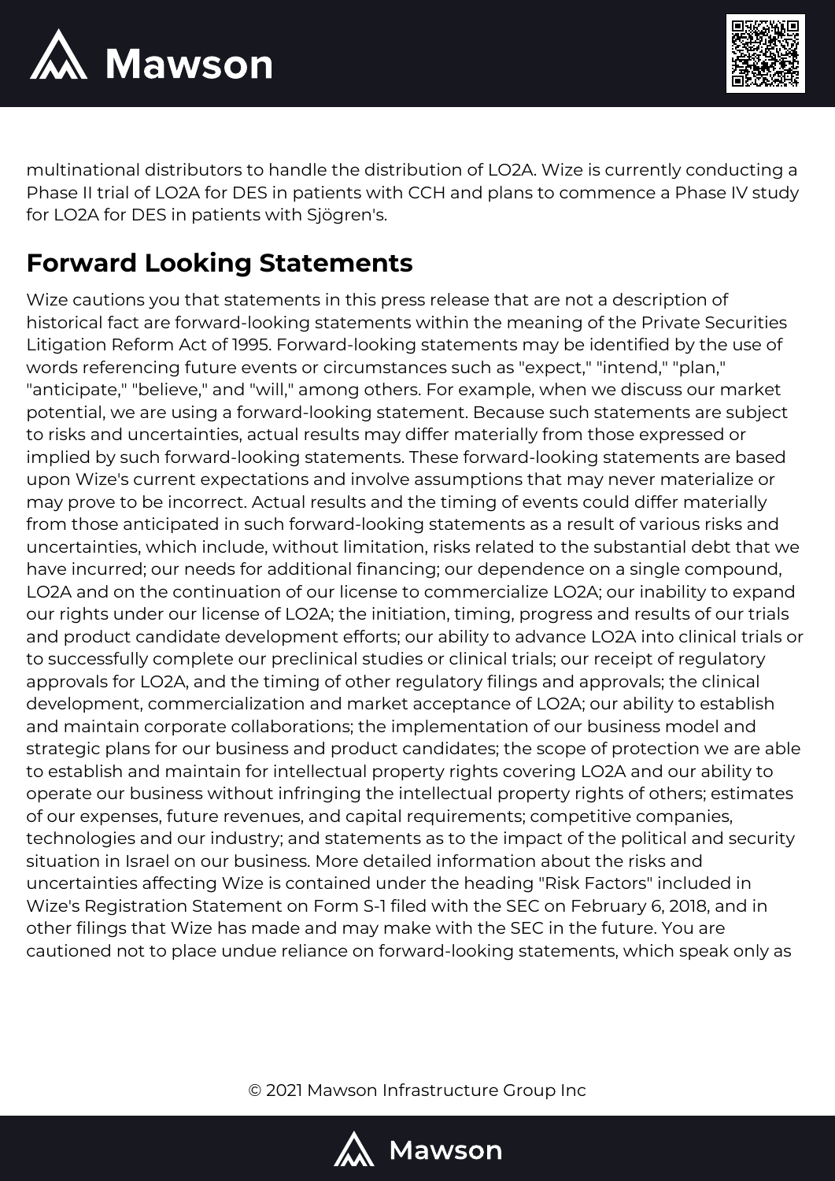multinational distributors to handle the distribution of LO2A. Wize is currently conducting a Phase II trial of LO2A for DES in patients with CCH and plans to commence a Phase IV study for LO2A for DES in patients with Sjögren's.

## Forward Looking Statements

Wize cautions you that statements in this press release that are not a description of historical fact are forward-looking statements within the meaning of the Private Securities Litigation Reform Act of 1995. Forward-looking statements may be identified by the use of words referencing future events or circumstances such as "expect," "intend," "plan," "anticipate," "believe," and "will," among others. For example, when we discuss our market potential, we are using a forward-looking statement. Because such statements are subject to risks and uncertainties, actual results may differ materially from those expressed or implied by such forward-looking statements. These forward-looking statements are based upon Wize's current expectations and involve assumptions that may never materialize or may prove to be incorrect. Actual results and the timing of events could differ materially from those anticipated in such forward-looking statements as a result of various risks and uncertainties, which include, without limitation, risks related to the substantial debt that we have incurred; our needs for additional financing; our dependence on a single compound, LO2A and on the continuation of our license to commercialize LO2A; our inability to expand our rights under our license of LO2A; the initiation, timing, progress and results of our trials and product candidate development efforts; our ability to advance LO2A into clinical trials or to successfully complete our preclinical studies or clinical trials; our receipt of regulatory approvals for LO2A, and the timing of other regulatory filings and approvals; the clinical development, commercialization and market acceptance of LO2A; our ability to establish and maintain corporate collaborations; the implementation of our business model and strategic plans for our business and product candidates; the scope of protection we are able to establish and maintain for intellectual property rights covering LO2A and our ability to operate our business without infringing the intellectual property rights of others; estimates of our expenses, future revenues, and capital requirements; competitive companies, technologies and our industry; and statements as to the impact of the political and security situation in Israel on our business. More detailed information about the risks and uncertainties affecting Wize is contained under the heading "Risk Factors" included in Wize's Registration Statement on Form S-1 filed with the SEC on February 6, 2018, and in other filings that Wize has made and may make with the SEC in the future. You are cautioned not to place undue reliance on forward-looking statements, which speak only as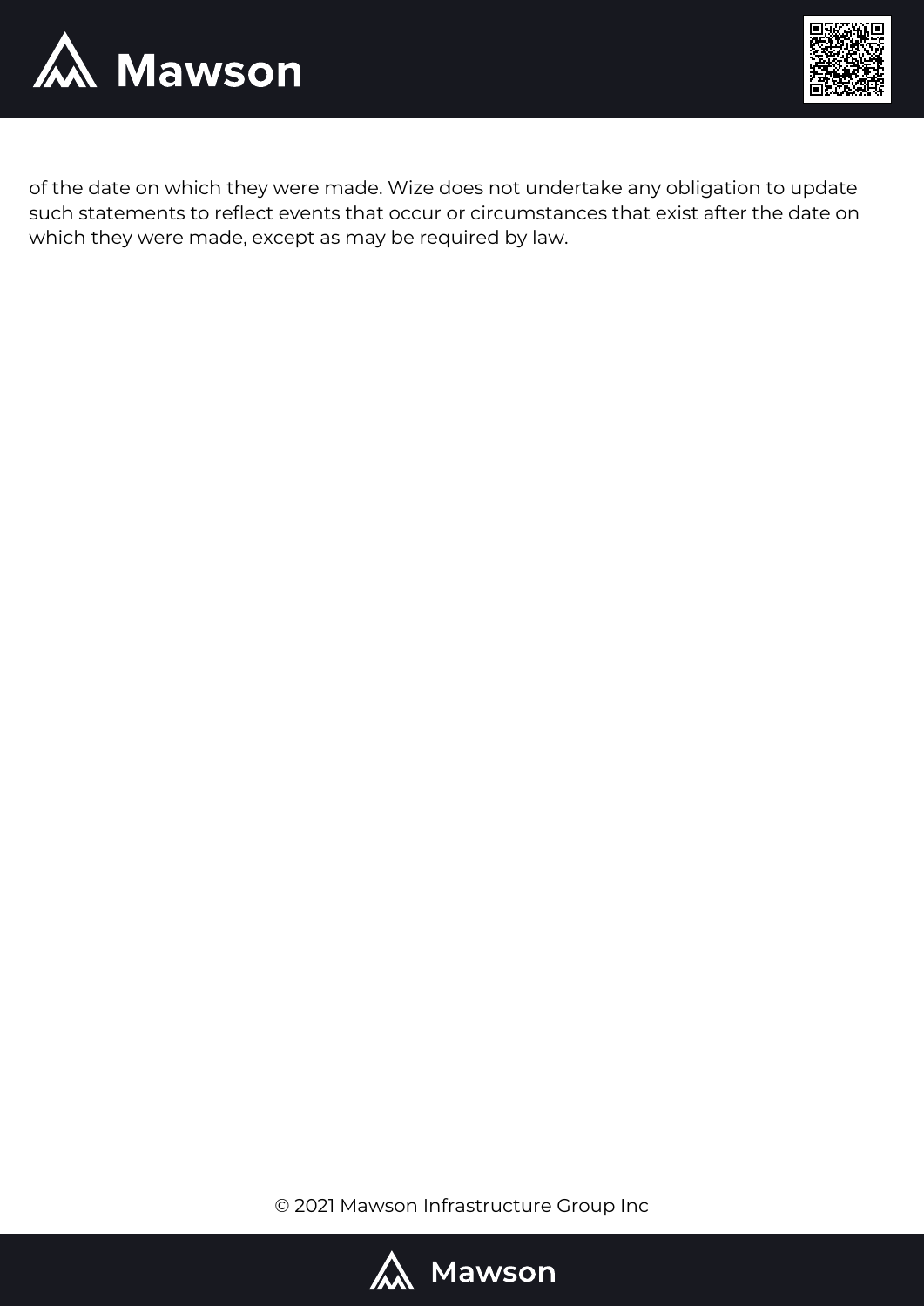of the date on which they were made. Wize does not undertake any obligation to update such statements to reflect events that occur or circumstances that exist after the date on which they were made, except as may be required by law.

© 2021 Mawson Infrastructure Group Inc